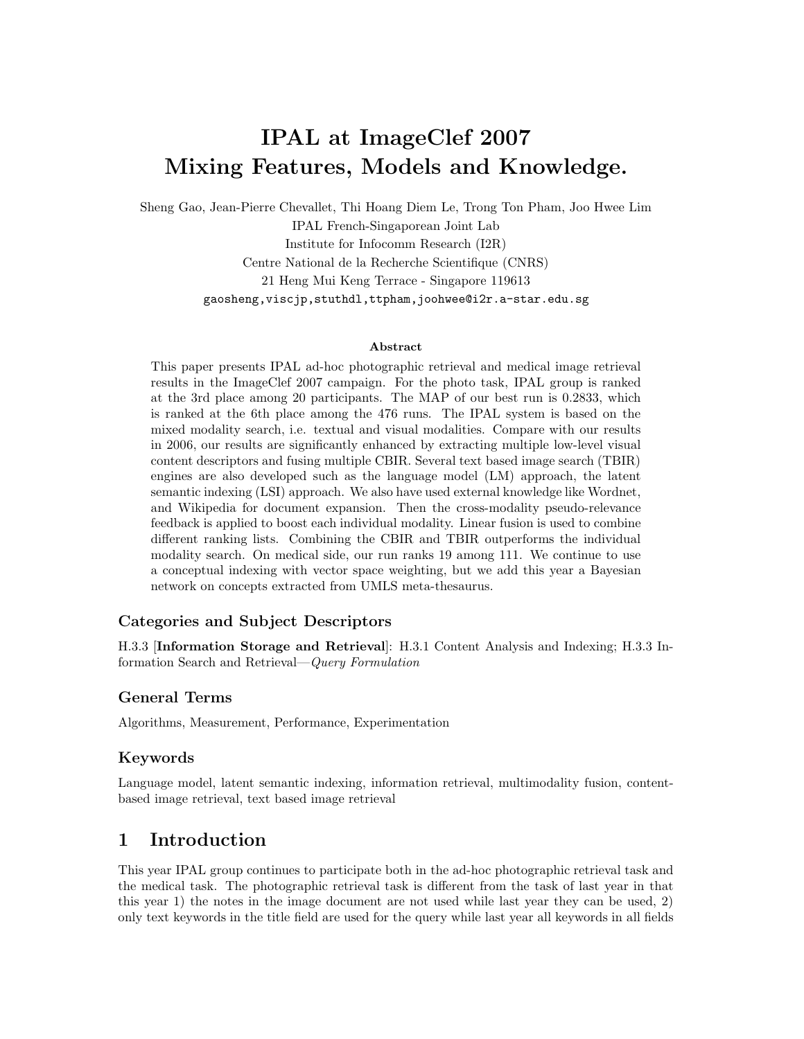# IPAL at ImageClef 2007 Mixing Features, Models and Knowledge.

Sheng Gao, Jean-Pierre Chevallet, Thi Hoang Diem Le, Trong Ton Pham, Joo Hwee Lim
IPAL French-Singaporean Joint Lab
Institute for Infocomm Research (I2R)
Centre National de la Recherche Scientifique (CNRS)
21 Heng Mui Keng Terrace - Singapore 119613
gaosheng,viscjp,stuthdl,ttpham,joohwee@i2r.a-star.edu.sg

### Abstract

This paper presents IPAL ad-hoc photographic retrieval and medical image retrieval results in the ImageClef 2007 campaign. For the photo task, IPAL group is ranked at the 3rd place among 20 participants. The MAP of our best run is 0.2833, which is ranked at the 6th place among the 476 runs. The IPAL system is based on the mixed modality search, i.e. textual and visual modalities. Compare with our results in 2006, our results are significantly enhanced by extracting multiple low-level visual content descriptors and fusing multiple CBIR. Several text based image search (TBIR) engines are also developed such as the language model (LM) approach, the latent semantic indexing (LSI) approach. We also have used external knowledge like Wordnet, and Wikipedia for document expansion. Then the cross-modality pseudo-relevance feedback is applied to boost each individual modality. Linear fusion is used to combine different ranking lists. Combining the CBIR and TBIR outperforms the individual modality search. On medical side, our run ranks 19 among 111. We continue to use a conceptual indexing with vector space weighting, but we add this year a Bayesian network on concepts extracted from UMLS meta-thesaurus.

## Categories and Subject Descriptors

H.3.3 [**Information Storage and Retrieval**]: H.3.1 Content Analysis and Indexing; H.3.3 Information Search and Retrieval—*Query Formulation*

## General Terms

Algorithms, Measurement, Performance, Experimentation

## Keywords

Language model, latent semantic indexing, information retrieval, multimodality fusion, content-based image retrieval, text based image retrieval

## 1 Introduction

This year IPAL group continues to participate both in the ad-hoc photographic retrieval task and the medical task. The photographic retrieval task is different from the task of last year in that this year 1) the notes in the image document are not used while last year they can be used, 2) only text keywords in the title field are used for the query while last year all keywords in all fields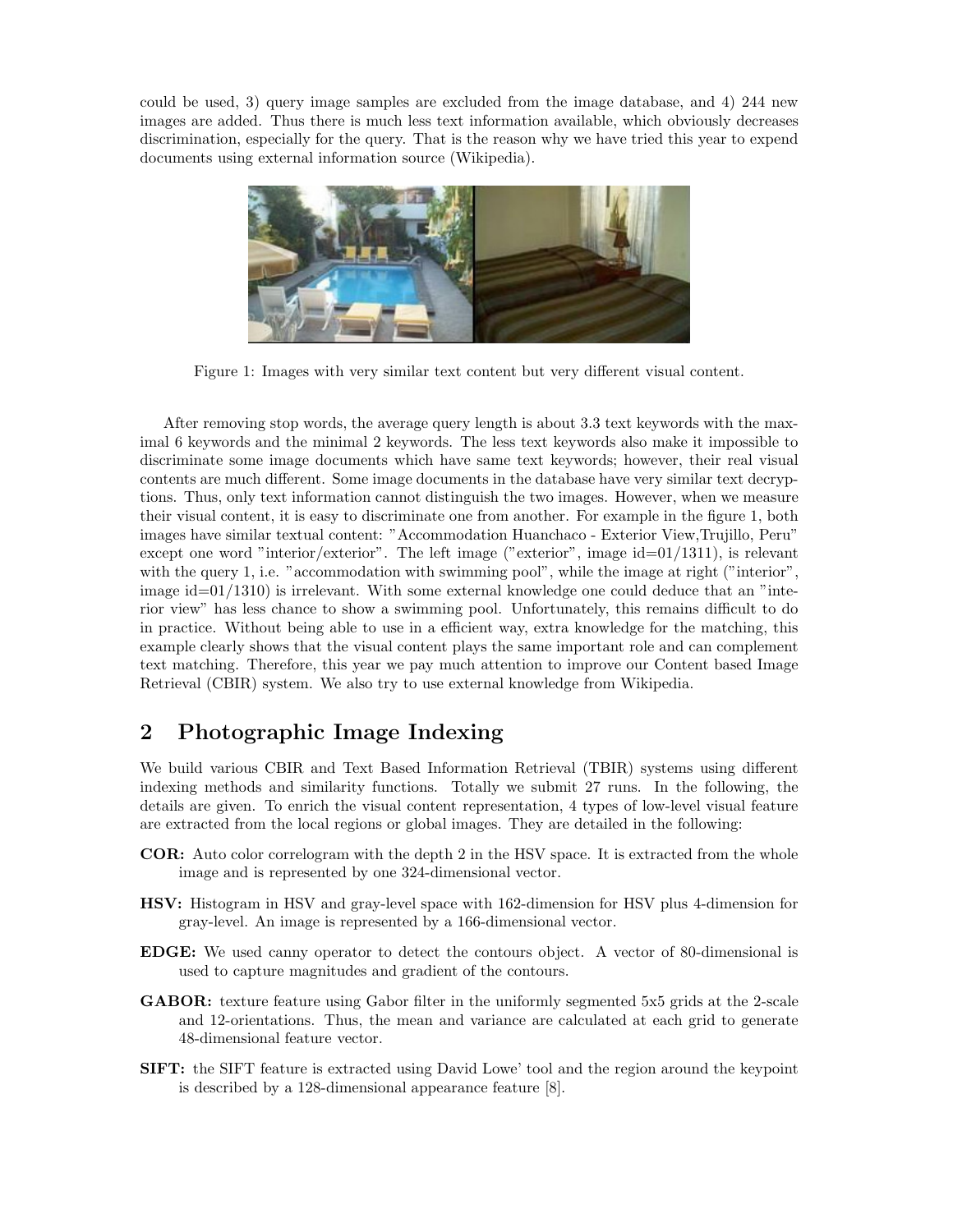could be used, 3) query image samples are excluded from the image database, and 4) 244 new images are added. Thus there is much less text information available, which obviously decreases discrimination, especially for the query. That is the reason why we have tried this year to expend documents using external information source (Wikipedia).

Figure 1: Images with very similar text content but very different visual content.

After removing stop words, the average query length is about 3.3 text keywords with the maximal 6 keywords and the minimal 2 keywords. The less text keywords also make it impossible to discriminate some image documents which have same text keywords; however, their real visual contents are much different. Some image documents in the database have very similar text decryptions. Thus, only text information cannot distinguish the two images. However, when we measure their visual content, it is easy to discriminate one from another. For example in the figure 1, both images have similar textual content: "Accommodation Huanchaco - Exterior View,Trujillo, Peru" except one word "interior/exterior". The left image ("exterior", image id=01/1311), is relevant with the query 1, i.e. "accommodation with swimming pool", while the image at right ("interior", image id=01/1310) is irrelevant. With some external knowledge one could deduce that an "interior view" has less chance to show a swimming pool. Unfortunately, this remains difficult to do in practice. Without being able to use in a efficient way, extra knowledge for the matching, this example clearly shows that the visual content plays the same important role and can complement text matching. Therefore, this year we pay much attention to improve our Content based Image Retrieval (CBIR) system. We also try to use external knowledge from Wikipedia.

## 2 Photographic Image Indexing

We build various CBIR and Text Based Information Retrieval (TBIR) systems using different indexing methods and similarity functions. Totally we submit 27 runs. In the following, the details are given. To enrich the visual content representation, 4 types of low-level visual feature are extracted from the local regions or global images. They are detailed in the following:

**COR:** Auto color correlogram with the depth 2 in the HSV space. It is extracted from the whole image and is represented by one 324-dimensional vector.

**HSV:** Histogram in HSV and gray-level space with 162-dimension for HSV plus 4-dimension for gray-level. An image is represented by a 166-dimensional vector.

**EDGE:** We used canny operator to detect the contours object. A vector of 80-dimensional is used to capture magnitudes and gradient of the contours.

**GABOR:** texture feature using Gabor filter in the uniformly segmented 5x5 grids at the 2-scale and 12-orientations. Thus, the mean and variance are calculated at each grid to generate 48-dimensional feature vector.

**SIFT:** the SIFT feature is extracted using David Lowe' tool and the region around the keypoint is described by a 128-dimensional appearance feature [8].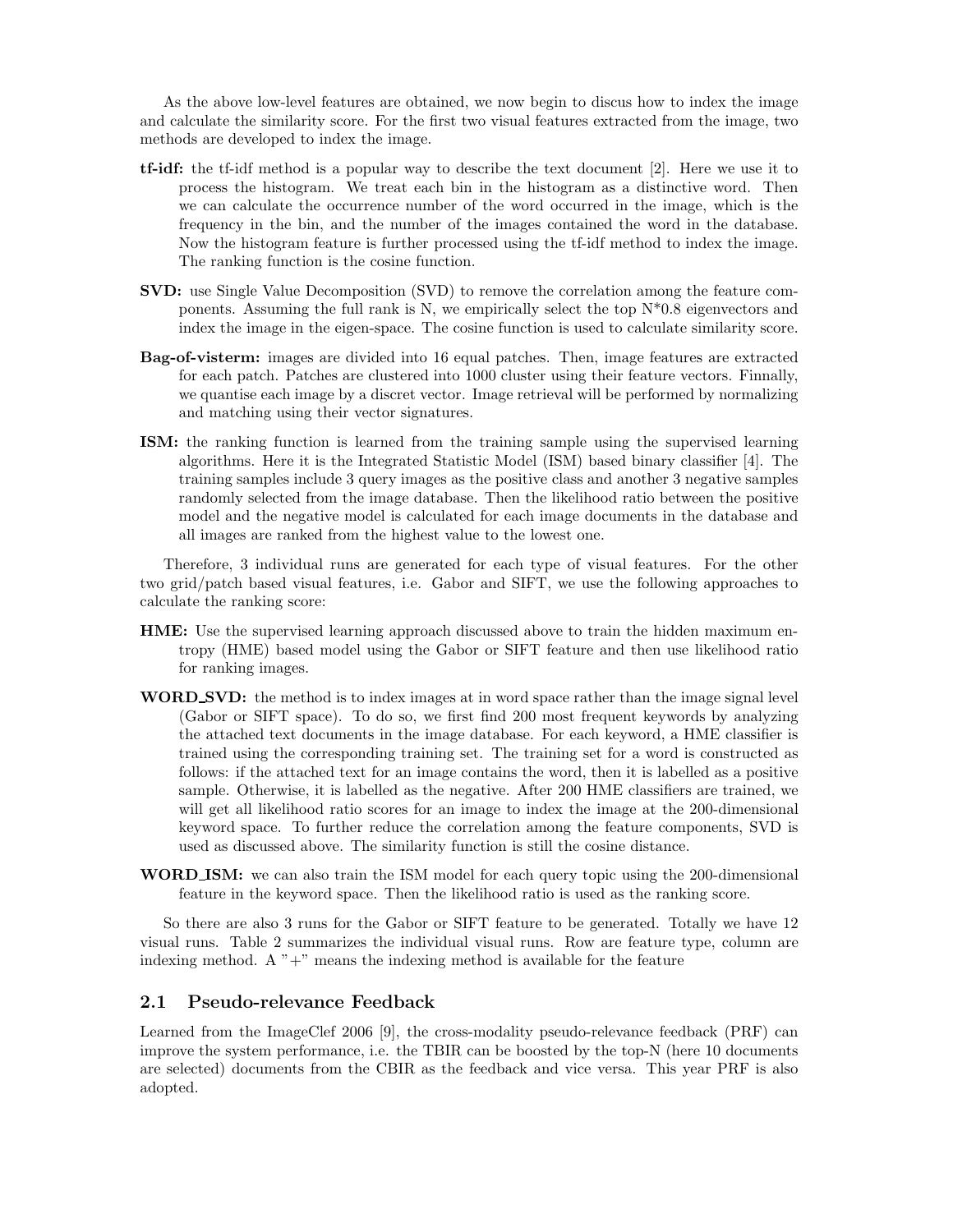As the above low-level features are obtained, we now begin to discus how to index the image and calculate the similarity score. For the first two visual features extracted from the image, two methods are developed to index the image.

**tf-idf:** the tf-idf method is a popular way to describe the text document [2]. Here we use it to process the histogram. We treat each bin in the histogram as a distinctive word. Then we can calculate the occurrence number of the word occurred in the image, which is the frequency in the bin, and the number of the images contained the word in the database. Now the histogram feature is further processed using the tf-idf method to index the image. The ranking function is the cosine function.

**SVD:** use Single Value Decomposition (SVD) to remove the correlation among the feature components. Assuming the full rank is N, we empirically select the top N*0.8 eigenvectors and index the image in the eigen-space. The cosine function is used to calculate similarity score.

**Bag-of-visterm:** images are divided into 16 equal patches. Then, image features are extracted for each patch. Patches are clustered into 1000 cluster using their feature vectors. Finnally, we quantise each image by a discret vector. Image retrieval will be performed by normalizing and matching using their vector signatures.

**ISM:** the ranking function is learned from the training sample using the supervised learning algorithms. Here it is the Integrated Statistic Model (ISM) based binary classifier [4]. The training samples include 3 query images as the positive class and another 3 negative samples randomly selected from the image database. Then the likelihood ratio between the positive model and the negative model is calculated for each image documents in the database and all images are ranked from the highest value to the lowest one.

Therefore, 3 individual runs are generated for each type of visual features. For the other two grid/patch based visual features, i.e. Gabor and SIFT, we use the following approaches to calculate the ranking score:

**HME:** Use the supervised learning approach discussed above to train the hidden maximum entropy (HME) based model using the Gabor or SIFT feature and then use likelihood ratio for ranking images.

**WORD_SVD:** the method is to index images at in word space rather than the image signal level (Gabor or SIFT space). To do so, we first find 200 most frequent keywords by analyzing the attached text documents in the image database. For each keyword, a HME classifier is trained using the corresponding training set. The training set for a word is constructed as follows: if the attached text for an image contains the word, then it is labelled as a positive sample. Otherwise, it is labelled as the negative. After 200 HME classifiers are trained, we will get all likelihood ratio scores for an image to index the image at the 200-dimensional keyword space. To further reduce the correlation among the feature components, SVD is used as discussed above. The similarity function is still the cosine distance.

**WORD_ISM:** we can also train the ISM model for each query topic using the 200-dimensional feature in the keyword space. Then the likelihood ratio is used as the ranking score.

So there are also 3 runs for the Gabor or SIFT feature to be generated. Totally we have 12 visual runs. Table 2 summarizes the individual visual runs. Row are feature type, column are indexing method. A "+" means the indexing method is available for the feature

## 2.1 Pseudo-relevance Feedback

Learned from the ImageClef 2006 [9], the cross-modality pseudo-relevance feedback (PRF) can improve the system performance, i.e. the TBIR can be boosted by the top-N (here 10 documents are selected) documents from the CBIR as the feedback and vice versa. This year PRF is also adopted.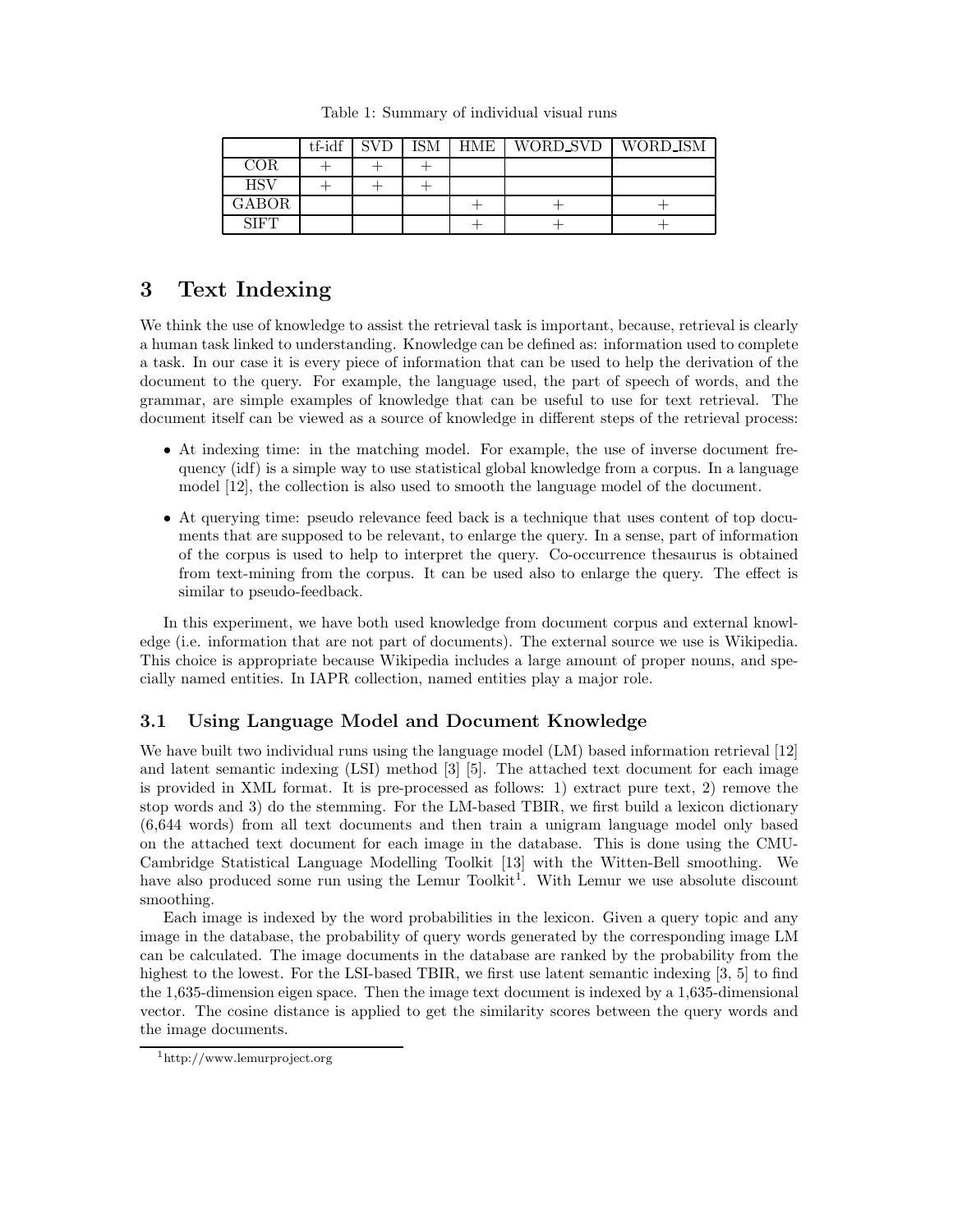Table 1: Summary of individual visual runs

| | tf-idf | SVD | ISM | HME | WORD_SVD | WORD_ISM |
|---|---|---|---|---|---|---|
| COR | + | + | + | | | |
| HSV | + | + | + | | | |
| GABOR | | | | + | + | + |
| SIFT | | | | + | + | + |

# 3 Text Indexing

We think the use of knowledge to assist the retrieval task is important, because, retrieval is clearly a human task linked to understanding. Knowledge can be defined as: information used to complete a task. In our case it is every piece of information that can be used to help the derivation of the document to the query. For example, the language used, the part of speech of words, and the grammar, are simple examples of knowledge that can be useful to use for text retrieval. The document itself can be viewed as a source of knowledge in different steps of the retrieval process:

- At indexing time: in the matching model. For example, the use of inverse document frequency (idf) is a simple way to use statistical global knowledge from a corpus. In a language model [12], the collection is also used to smooth the language model of the document.
- At querying time: pseudo relevance feed back is a technique that uses content of top documents that are supposed to be relevant, to enlarge the query. In a sense, part of information of the corpus is used to help to interpret the query. Co-occurrence thesaurus is obtained from text-mining from the corpus. It can be used also to enlarge the query. The effect is similar to pseudo-feedback.

In this experiment, we have both used knowledge from document corpus and external knowledge (i.e. information that are not part of documents). The external source we use is Wikipedia. This choice is appropriate because Wikipedia includes a large amount of proper nouns, and specially named entities. In IAPR collection, named entities play a major role.

## 3.1 Using Language Model and Document Knowledge

We have built two individual runs using the language model (LM) based information retrieval [12] and latent semantic indexing (LSI) method [3] [5]. The attached text document for each image is provided in XML format. It is pre-processed as follows: 1) extract pure text, 2) remove the stop words and 3) do the stemming. For the LM-based TBIR, we first build a lexicon dictionary (6,644 words) from all text documents and then train a unigram language model only based on the attached text document for each image in the database. This is done using the CMU-Cambridge Statistical Language Modelling Toolkit [13] with the Witten-Bell smoothing. We have also produced some run using the Lemur Toolkit[1]. With Lemur we use absolute discount smoothing.

Each image is indexed by the word probabilities in the lexicon. Given a query topic and any image in the database, the probability of query words generated by the corresponding image LM can be calculated. The image documents in the database are ranked by the probability from the highest to the lowest. For the LSI-based TBIR, we first use latent semantic indexing [3, 5] to find the 1,635-dimension eigen space. Then the image text document is indexed by a 1,635-dimensional vector. The cosine distance is applied to get the similarity scores between the query words and the image documents.

[1] http://www.lemurproject.org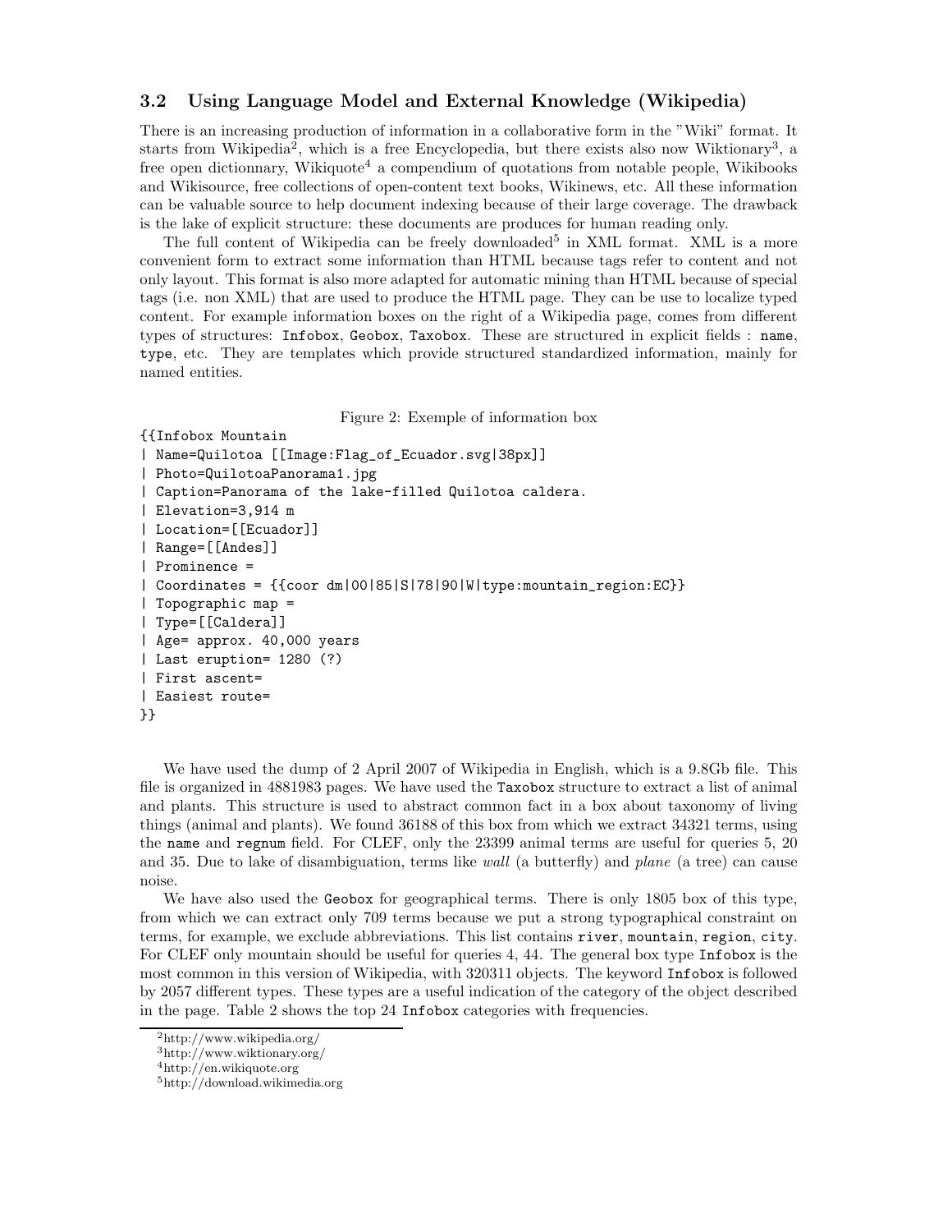### 3.2 Using Language Model and External Knowledge (Wikipedia)

There is an increasing production of information in a collaborative form in the "Wiki" format. It starts from Wikipedia[2], which is a free Encyclopedia, but there exists also now Wiktionary[3], a free open dictionnary, Wikiquote[4] a compendium of quotations from notable people, Wikibooks and Wikisource, free collections of open-content text books, Wikinews, etc. All these information can be valuable source to help document indexing because of their large coverage. The drawback is the lake of explicit structure: these documents are produces for human reading only.

The full content of Wikipedia can be freely downloaded[5] in XML format. XML is a more convenient form to extract some information than HTML because tags refer to content and not only layout. This format is also more adapted for automatic mining than HTML because of special tags (i.e. non XML) that are used to produce the HTML page. They can be use to localize typed content. For example information boxes on the right of a Wikipedia page, comes from different types of structures: `Infobox`, `Geobox`, `Taxobox`. These are structured in explicit fields : `name`, `type`, etc. They are templates which provide structured standardized information, mainly for named entities.

Figure 2: Exemple of information box

```
{{Infobox Mountain
| Name=Quilotoa [[Image:Flag_of_Ecuador.svg|38px]]
| Photo=QuilotoaPanorama1.jpg
| Caption=Panorama of the lake-filled Quilotoa caldera.
| Elevation=3,914 m
| Location=[[Ecuador]]
| Range=[[Andes]]
| Prominence =
| Coordinates = {{coor dm|00|85|S|78|90|W|type:mountain_region:EC}}
| Topographic map =
| Type=[[Caldera]]
| Age= approx. 40,000 years
| Last eruption= 1280 (?)
| First ascent=
| Easiest route=
}}
```

We have used the dump of 2 April 2007 of Wikipedia in English, which is a 9.8Gb file. This file is organized in 4881983 pages. We have used the `Taxobox` structure to extract a list of animal and plants. This structure is used to abstract common fact in a box about taxonomy of living things (animal and plants). We found 36188 of this box from which we extract 34321 terms, using the `name` and `regnum` field. For CLEF, only the 23399 animal terms are useful for queries 5, 20 and 35. Due to lake of disambiguation, terms like *wall* (a butterfly) and *plane* (a tree) can cause noise.

We have also used the `Geobox` for geographical terms. There is only 1805 box of this type, from which we can extract only 709 terms because we put a strong typographical constraint on terms, for example, we exclude abbreviations. This list contains `river`, `mountain`, `region`, `city`. For CLEF only mountain should be useful for queries 4, 44. The general box type `Infobox` is the most common in this version of Wikipedia, with 320311 objects. The keyword `Infobox` is followed by 2057 different types. These types are a useful indication of the category of the object described in the page. Table 2 shows the top 24 `Infobox` categories with frequencies.

[2] http://www.wikipedia.org/

[3] http://www.wiktionary.org/

[4] http://en.wikiquote.org

[5] http://download.wikimedia.org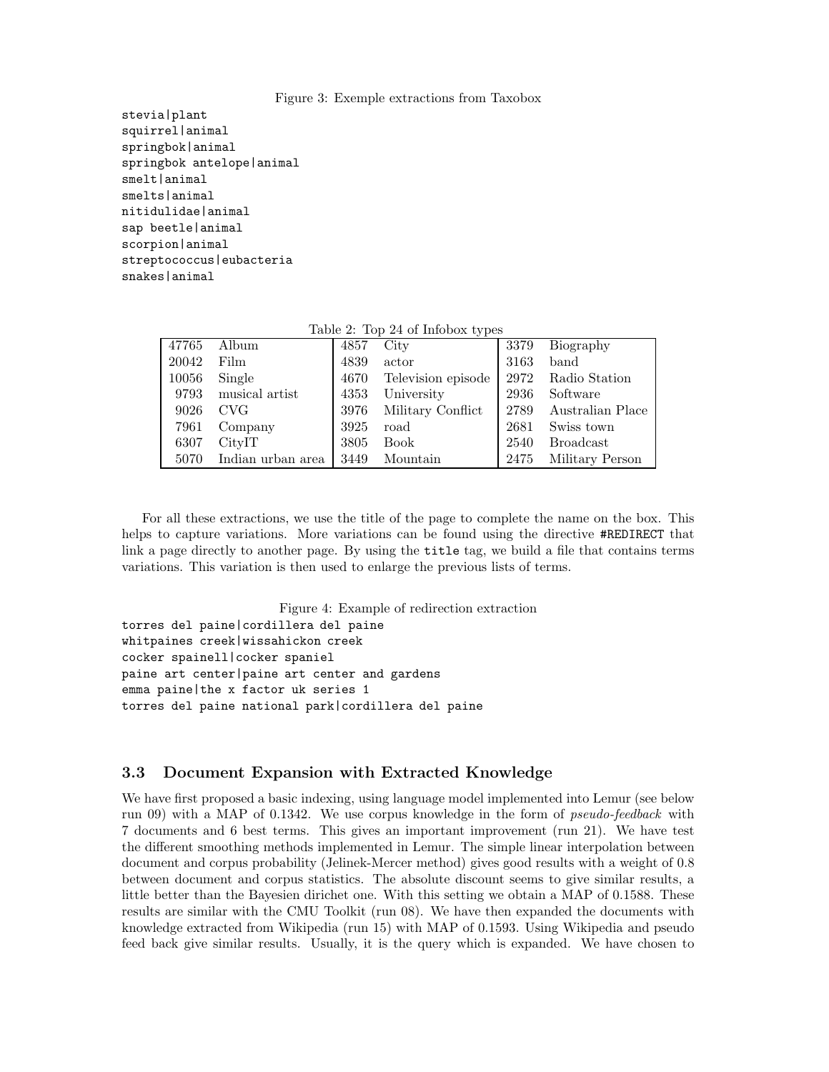Figure 3: Exemple extractions from Taxobox

```
stevia|plant
squirrel|animal
springbok|animal
springbok antelope|animal
smelt|animal
smelts|animal
nitidulidae|animal
sap beetle|animal
scorpion|animal
streptococcus|eubacteria
snakes|animal
```

Table 2: Top 24 of Infobox types

| | | | | | |
|---|---|---|---|---|---|
| 47765 | Album | 4857 | City | 3379 | Biography |
| 20042 | Film | 4839 | actor | 3163 | band |
| 10056 | Single | 4670 | Television episode | 2972 | Radio Station |
| 9793 | musical artist | 4353 | University | 2936 | Software |
| 9026 | CVG | 3976 | Military Conflict | 2789 | Australian Place |
| 7961 | Company | 3925 | road | 2681 | Swiss town |
| 6307 | CityIT | 3805 | Book | 2540 | Broadcast |
| 5070 | Indian urban area | 3449 | Mountain | 2475 | Military Person |

For all these extractions, we use the title of the page to complete the name on the box. This helps to capture variations. More variations can be found using the directive `#REDIRECT` that link a page directly to another page. By using the `title` tag, we build a file that contains terms variations. This variation is then used to enlarge the previous lists of terms.

Figure 4: Example of redirection extraction

```
torres del paine|cordillera del paine
whitpaines creek|wissahickon creek
cocker spainell|cocker spaniel
paine art center|paine art center and gardens
emma paine|the x factor uk series 1
torres del paine national park|cordillera del paine
```

### 3.3 Document Expansion with Extracted Knowledge

We have first proposed a basic indexing, using language model implemented into Lemur (see below run 09) with a MAP of 0.1342. We use corpus knowledge in the form of *pseudo-feedback* with 7 documents and 6 best terms. This gives an important improvement (run 21). We have test the different smoothing methods implemented in Lemur. The simple linear interpolation between document and corpus probability (Jelinek-Mercer method) gives good results with a weight of 0.8 between document and corpus statistics. The absolute discount seems to give similar results, a little better than the Bayesien dirichet one. With this setting we obtain a MAP of 0.1588. These results are similar with the CMU Toolkit (run 08). We have then expanded the documents with knowledge extracted from Wikipedia (run 15) with MAP of 0.1593. Using Wikipedia and pseudo feed back give similar results. Usually, it is the query which is expanded. We have chosen to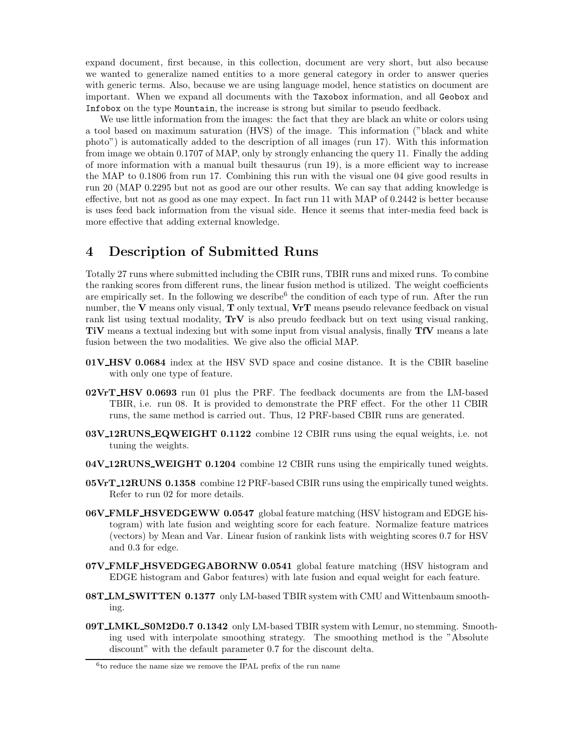expand document, first because, in this collection, document are very short, but also because we wanted to generalize named entities to a more general category in order to answer queries with generic terms. Also, because we are using language model, hence statistics on document are important. When we expand all documents with the `Taxobox` information, and all `Geobox` and `Infobox` on the type `Mountain`, the increase is strong but similar to pseudo feedback.

We use little information from the images: the fact that they are black an white or colors using a tool based on maximum saturation (HVS) of the image. This information ("black and white photo") is automatically added to the description of all images (run 17). With this information from image we obtain 0.1707 of MAP, only by strongly enhancing the query 11. Finally the adding of more information with a manual built thesaurus (run 19), is a more efficient way to increase the MAP to 0.1806 from run 17. Combining this run with the visual one 04 give good results in run 20 (MAP 0.2295 but not as good are our other results. We can say that adding knowledge is effective, but not as good as one may expect. In fact run 11 with MAP of 0.2442 is better because is uses feed back information from the visual side. Hence it seems that inter-media feed back is more effective that adding external knowledge.

# 4 Description of Submitted Runs

Totally 27 runs where submitted including the CBIR runs, TBIR runs and mixed runs. To combine the ranking scores from different runs, the linear fusion method is utilized. The weight coefficients are empirically set. In the following we describe[6] the condition of each type of run. After the run number, the **V** means only visual, **T** only textual, **VrT** means pseudo relevance feedback on visual rank list using textual modality, **TrV** is also preudo feedback but on text using visual ranking, **TiV** means a textual indexing but with some input from visual analysis, finally **TfV** means a late fusion between the two modalities. We give also the official MAP.

- **01V_HSV 0.0684** index at the HSV SVD space and cosine distance. It is the CBIR baseline with only one type of feature.
- **02VrT_HSV 0.0693** run 01 plus the PRF. The feedback documents are from the LM-based TBIR, i.e. run 08. It is provided to demonstrate the PRF effect. For the other 11 CBIR runs, the same method is carried out. Thus, 12 PRF-based CBIR runs are generated.
- **03V_12RUNS_EQWEIGHT 0.1122** combine 12 CBIR runs using the equal weights, i.e. not tuning the weights.
- **04V_12RUNS_WEIGHT 0.1204** combine 12 CBIR runs using the empirically tuned weights.
- **05VrT_12RUNS 0.1358** combine 12 PRF-based CBIR runs using the empirically tuned weights. Refer to run 02 for more details.
- **06V_FMLF_HSVEDGEWW 0.0547** global feature matching (HSV histogram and EDGE histogram) with late fusion and weighting score for each feature. Normalize feature matrices (vectors) by Mean and Var. Linear fusion of rankink lists with weighting scores 0.7 for HSV and 0.3 for edge.
- **07V_FMLF_HSVEDGEGABORNW 0.0541** global feature matching (HSV histogram and EDGE histogram and Gabor features) with late fusion and equal weight for each feature.
- **08T_LM_SWITTEN 0.1377** only LM-based TBIR system with CMU and Wittenbaum smoothing.
- **09T_LMKL_S0M2D0.7 0.1342** only LM-based TBIR system with Lemur, no stemming. Smoothing used with interpolate smoothing strategy. The smoothing method is the "Absolute discount" with the default parameter 0.7 for the discount delta.

[6] to reduce the name size we remove the IPAL prefix of the run name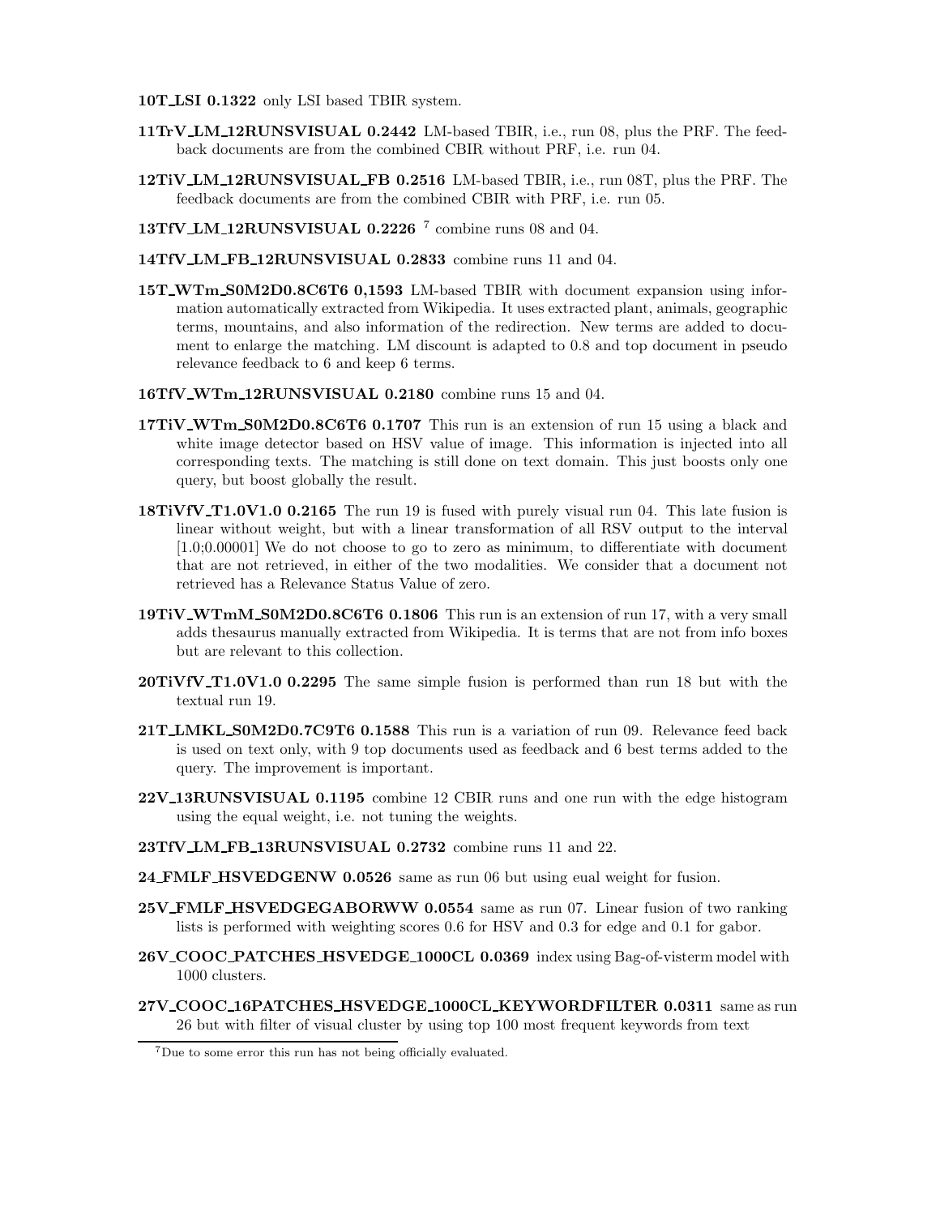**10T_LSI 0.1322** only LSI based TBIR system.

**11TrV_LM_12RUNSVISUAL 0.2442** LM-based TBIR, i.e., run 08, plus the PRF. The feedback documents are from the combined CBIR without PRF, i.e. run 04.

**12TiV_LM_12RUNSVISUAL_FB 0.2516** LM-based TBIR, i.e., run 08T, plus the PRF. The feedback documents are from the combined CBIR with PRF, i.e. run 05.

**13TfV_LM_12RUNSVISUAL 0.2226** [7] combine runs 08 and 04.

**14TfV_LM_FB_12RUNSVISUAL 0.2833** combine runs 11 and 04.

**15T_WTm_S0M2D0.8C6T6 0,1593** LM-based TBIR with document expansion using information automatically extracted from Wikipedia. It uses extracted plant, animals, geographic terms, mountains, and also information of the redirection. New terms are added to document to enlarge the matching. LM discount is adapted to 0.8 and top document in pseudo relevance feedback to 6 and keep 6 terms.

**16TfV_WTm_12RUNSVISUAL 0.2180** combine runs 15 and 04.

**17TiV_WTm_S0M2D0.8C6T6 0.1707** This run is an extension of run 15 using a black and white image detector based on HSV value of image. This information is injected into all corresponding texts. The matching is still done on text domain. This just boosts only one query, but boost globally the result.

**18TiVfV_T1.0V1.0 0.2165** The run 19 is fused with purely visual run 04. This late fusion is linear without weight, but with a linear transformation of all RSV output to the interval [1.0;0.00001] We do not choose to go to zero as minimum, to differentiate with document that are not retrieved, in either of the two modalities. We consider that a document not retrieved has a Relevance Status Value of zero.

**19TiV_WTmM_S0M2D0.8C6T6 0.1806** This run is an extension of run 17, with a very small adds thesaurus manually extracted from Wikipedia. It is terms that are not from info boxes but are relevant to this collection.

**20TiVfV_T1.0V1.0 0.2295** The same simple fusion is performed than run 18 but with the textual run 19.

**21T_LMKL_S0M2D0.7C9T6 0.1588** This run is a variation of run 09. Relevance feed back is used on text only, with 9 top documents used as feedback and 6 best terms added to the query. The improvement is important.

**22V_13RUNSVISUAL 0.1195** combine 12 CBIR runs and one run with the edge histogram using the equal weight, i.e. not tuning the weights.

**23TfV_LM_FB_13RUNSVISUAL 0.2732** combine runs 11 and 22.

**24_FMLF_HSVEDGENW 0.0526** same as run 06 but using eual weight for fusion.

**25V_FMLF_HSVEDGEGABORWW 0.0554** same as run 07. Linear fusion of two ranking lists is performed with weighting scores 0.6 for HSV and 0.3 for edge and 0.1 for gabor.

**26V_COOC_PATCHES_HSVEDGE_1000CL 0.0369** index using Bag-of-visterm model with 1000 clusters.

**27V_COOC_16PATCHES_HSVEDGE_1000CL_KEYWORDFILTER 0.0311** same as run 26 but with filter of visual cluster by using top 100 most frequent keywords from text

[7] Due to some error this run has not being officially evaluated.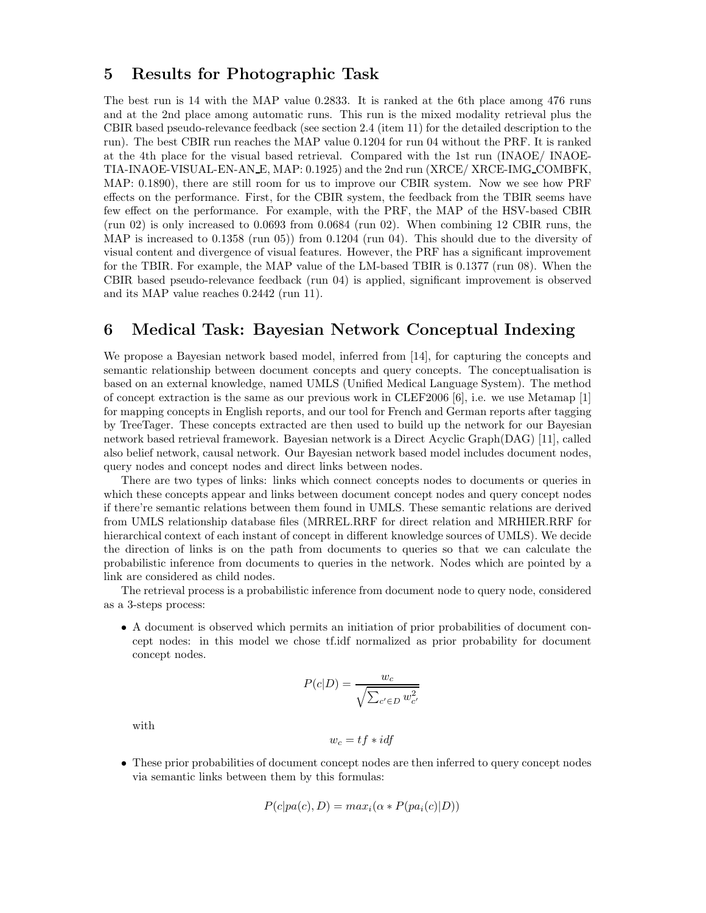## 5 Results for Photographic Task

The best run is 14 with the MAP value 0.2833. It is ranked at the 6th place among 476 runs and at the 2nd place among automatic runs. This run is the mixed modality retrieval plus the CBIR based pseudo-relevance feedback (see section 2.4 (item 11) for the detailed description to the run). The best CBIR run reaches the MAP value 0.1204 for run 04 without the PRF. It is ranked at the 4th place for the visual based retrieval. Compared with the 1st run (INAOE/ INAOE-TIA-INAOE-VISUAL-EN-AN_E, MAP: 0.1925) and the 2nd run (XRCE/ XRCE-IMG_COMBFK, MAP: 0.1890), there are still room for us to improve our CBIR system. Now we see how PRF effects on the performance. First, for the CBIR system, the feedback from the TBIR seems have few effect on the performance. For example, with the PRF, the MAP of the HSV-based CBIR (run 02) is only increased to 0.0693 from 0.0684 (run 02). When combining 12 CBIR runs, the MAP is increased to 0.1358 (run 05)) from 0.1204 (run 04). This should due to the diversity of visual content and divergence of visual features. However, the PRF has a significant improvement for the TBIR. For example, the MAP value of the LM-based TBIR is 0.1377 (run 08). When the CBIR based pseudo-relevance feedback (run 04) is applied, significant improvement is observed and its MAP value reaches 0.2442 (run 11).

## 6 Medical Task: Bayesian Network Conceptual Indexing

We propose a Bayesian network based model, inferred from [14], for capturing the concepts and semantic relationship between document concepts and query concepts. The conceptualisation is based on an external knowledge, named UMLS (Unified Medical Language System). The method of concept extraction is the same as our previous work in CLEF2006 [6], i.e. we use Metamap [1] for mapping concepts in English reports, and our tool for French and German reports after tagging by TreeTager. These concepts extracted are then used to build up the network for our Bayesian network based retrieval framework. Bayesian network is a Direct Acyclic Graph(DAG) [11], called also belief network, causal network. Our Bayesian network based model includes document nodes, query nodes and concept nodes and direct links between nodes.

There are two types of links: links which connect concepts nodes to documents or queries in which these concepts appear and links between document concept nodes and query concept nodes if there're semantic relations between them found in UMLS. These semantic relations are derived from UMLS relationship database files (MRREL.RRF for direct relation and MRHIER.RRF for hierarchical context of each instant of concept in different knowledge sources of UMLS). We decide the direction of links is on the path from documents to queries so that we can calculate the probabilistic inference from documents to queries in the network. Nodes which are pointed by a link are considered as child nodes.

The retrieval process is a probabilistic inference from document node to query node, considered as a 3-steps process:

- A document is observed which permits an initiation of prior probabilities of document concept nodes: in this model we chose tf.idf normalized as prior probability for document concept nodes.

$$P(c|D) = \frac{w_c}{\sqrt{\sum_{c' \in D} w_{c'}^2}}$$

  with

$$w_c = tf * idf$$

- These prior probabilities of document concept nodes are then inferred to query concept nodes via semantic links between them by this formulas:

$$P(c|pa(c), D) = max_i(\alpha * P(pa_i(c)|D))$$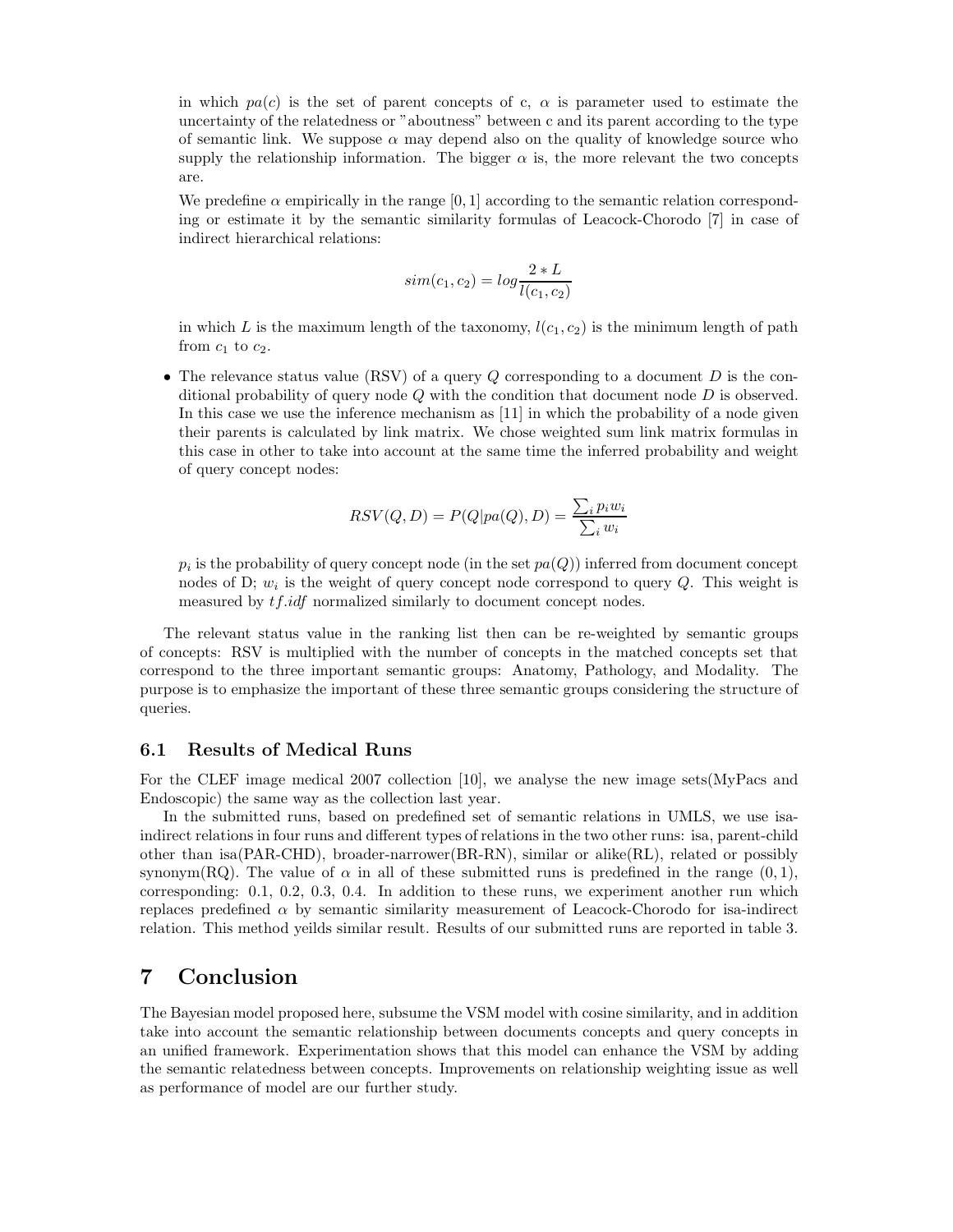in which $pa(c)$ is the set of parent concepts of c, $\alpha$ is parameter used to estimate the uncertainty of the relatedness or "aboutness" between c and its parent according to the type of semantic link. We suppose $\alpha$ may depend also on the quality of knowledge source who supply the relationship information. The bigger $\alpha$ is, the more relevant the two concepts are.

We predefine $\alpha$ empirically in the range $[0, 1]$ according to the semantic relation corresponding or estimate it by the semantic similarity formulas of Leacock-Chorodo [7] in case of indirect hierarchical relations:

$$sim(c_1, c_2) = log\frac{2 * L}{l(c_1, c_2)}$$

in which $L$ is the maximum length of the taxonomy, $l(c_1, c_2)$ is the minimum length of path from $c_1$ to $c_2$.

- The relevance status value (RSV) of a query $Q$ corresponding to a document $D$ is the conditional probability of query node $Q$ with the condition that document node $D$ is observed. In this case we use the inference mechanism as [11] in which the probability of a node given their parents is calculated by link matrix. We chose weighted sum link matrix formulas in this case in other to take into account at the same time the inferred probability and weight of query concept nodes:

$$RSV(Q, D) = P(Q|pa(Q), D) = \frac{\sum_i p_i w_i}{\sum_i w_i}$$

  $p_i$ is the probability of query concept node (in the set $pa(Q)$) inferred from document concept nodes of D; $w_i$ is the weight of query concept node correspond to query $Q$. This weight is measured by $tf.idf$ normalized similarly to document concept nodes.

The relevant status value in the ranking list then can be re-weighted by semantic groups of concepts: RSV is multiplied with the number of concepts in the matched concepts set that correspond to the three important semantic groups: Anatomy, Pathology, and Modality. The purpose is to emphasize the important of these three semantic groups considering the structure of queries.

### 6.1 Results of Medical Runs

For the CLEF image medical 2007 collection [10], we analyse the new image sets(MyPacs and Endoscopic) the same way as the collection last year.

In the submitted runs, based on predefined set of semantic relations in UMLS, we use isa-indirect relations in four runs and different types of relations in the two other runs: isa, parent-child other than isa(PAR-CHD), broader-narrower(BR-RN), similar or alike(RL), related or possibly synonym(RQ). The value of $\alpha$ in all of these submitted runs is predefined in the range $(0, 1)$, corresponding: 0.1, 0.2, 0.3, 0.4. In addition to these runs, we experiment another run which replaces predefined $\alpha$ by semantic similarity measurement of Leacock-Chorodo for isa-indirect relation. This method yeilds similar result. Results of our submitted runs are reported in table 3.

## 7 Conclusion

The Bayesian model proposed here, subsume the VSM model with cosine similarity, and in addition take into account the semantic relationship between documents concepts and query concepts in an unified framework. Experimentation shows that this model can enhance the VSM by adding the semantic relatedness between concepts. Improvements on relationship weighting issue as well as performance of model are our further study.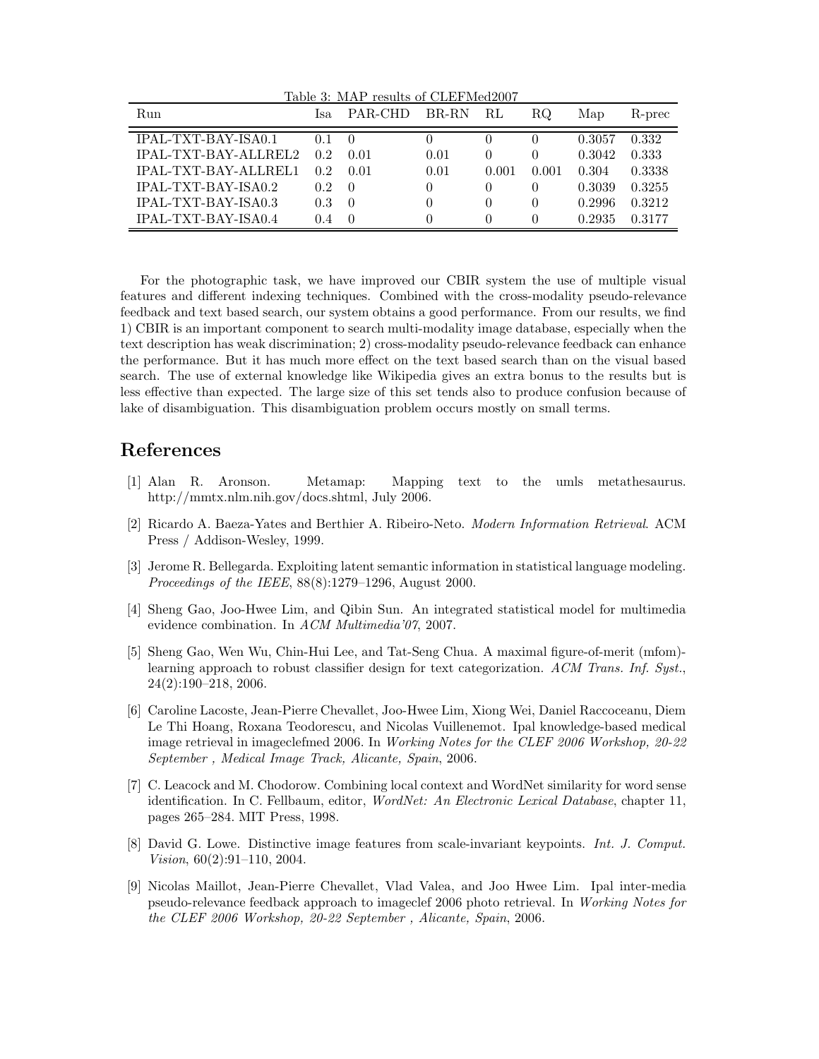Table 3: MAP results of CLEFMed2007

| Run | Isa | PAR-CHD | BR-RN | RL | RQ | Map | R-prec |
|---|---|---|---|---|---|---|---|
| IPAL-TXT-BAY-ISA0.1 | 0.1 | 0 | 0 | 0 | 0 | 0.3057 | 0.332 |
| IPAL-TXT-BAY-ALLREL2 | 0.2 | 0.01 | 0.01 | 0 | 0 | 0.3042 | 0.333 |
| IPAL-TXT-BAY-ALLREL1 | 0.2 | 0.01 | 0.01 | 0.001 | 0.001 | 0.304 | 0.3338 |
| IPAL-TXT-BAY-ISA0.2 | 0.2 | 0 | 0 | 0 | 0 | 0.3039 | 0.3255 |
| IPAL-TXT-BAY-ISA0.3 | 0.3 | 0 | 0 | 0 | 0 | 0.2996 | 0.3212 |
| IPAL-TXT-BAY-ISA0.4 | 0.4 | 0 | 0 | 0 | 0 | 0.2935 | 0.3177 |

For the photographic task, we have improved our CBIR system the use of multiple visual features and different indexing techniques. Combined with the cross-modality pseudo-relevance feedback and text based search, our system obtains a good performance. From our results, we find 1) CBIR is an important component to search multi-modality image database, especially when the text description has weak discrimination; 2) cross-modality pseudo-relevance feedback can enhance the performance. But it has much more effect on the text based search than on the visual based search. The use of external knowledge like Wikipedia gives an extra bonus to the results but is less effective than expected. The large size of this set tends also to produce confusion because of lake of disambiguation. This disambiguation problem occurs mostly on small terms.

## References

[1] Alan R. Aronson. Metamap: Mapping text to the umls metathesaurus. http://mmtx.nlm.nih.gov/docs.shtml, July 2006.

[2] Ricardo A. Baeza-Yates and Berthier A. Ribeiro-Neto. *Modern Information Retrieval*. ACM Press / Addison-Wesley, 1999.

[3] Jerome R. Bellegarda. Exploiting latent semantic information in statistical language modeling. *Proceedings of the IEEE*, 88(8):1279–1296, August 2000.

[4] Sheng Gao, Joo-Hwee Lim, and Qibin Sun. An integrated statistical model for multimedia evidence combination. In *ACM Multimedia'07*, 2007.

[5] Sheng Gao, Wen Wu, Chin-Hui Lee, and Tat-Seng Chua. A maximal figure-of-merit (mfom)-learning approach to robust classifier design for text categorization. *ACM Trans. Inf. Syst.*, 24(2):190–218, 2006.

[6] Caroline Lacoste, Jean-Pierre Chevallet, Joo-Hwee Lim, Xiong Wei, Daniel Raccoceanu, Diem Le Thi Hoang, Roxana Teodorescu, and Nicolas Vuillenemot. Ipal knowledge-based medical image retrieval in imageclefmed 2006. In *Working Notes for the CLEF 2006 Workshop, 20-22 September , Medical Image Track, Alicante, Spain*, 2006.

[7] C. Leacock and M. Chodorow. Combining local context and WordNet similarity for word sense identification. In C. Fellbaum, editor, *WordNet: An Electronic Lexical Database*, chapter 11, pages 265–284. MIT Press, 1998.

[8] David G. Lowe. Distinctive image features from scale-invariant keypoints. *Int. J. Comput. Vision*, 60(2):91–110, 2004.

[9] Nicolas Maillot, Jean-Pierre Chevallet, Vlad Valea, and Joo Hwee Lim. Ipal inter-media pseudo-relevance feedback approach to imageclef 2006 photo retrieval. In *Working Notes for the CLEF 2006 Workshop, 20-22 September , Alicante, Spain*, 2006.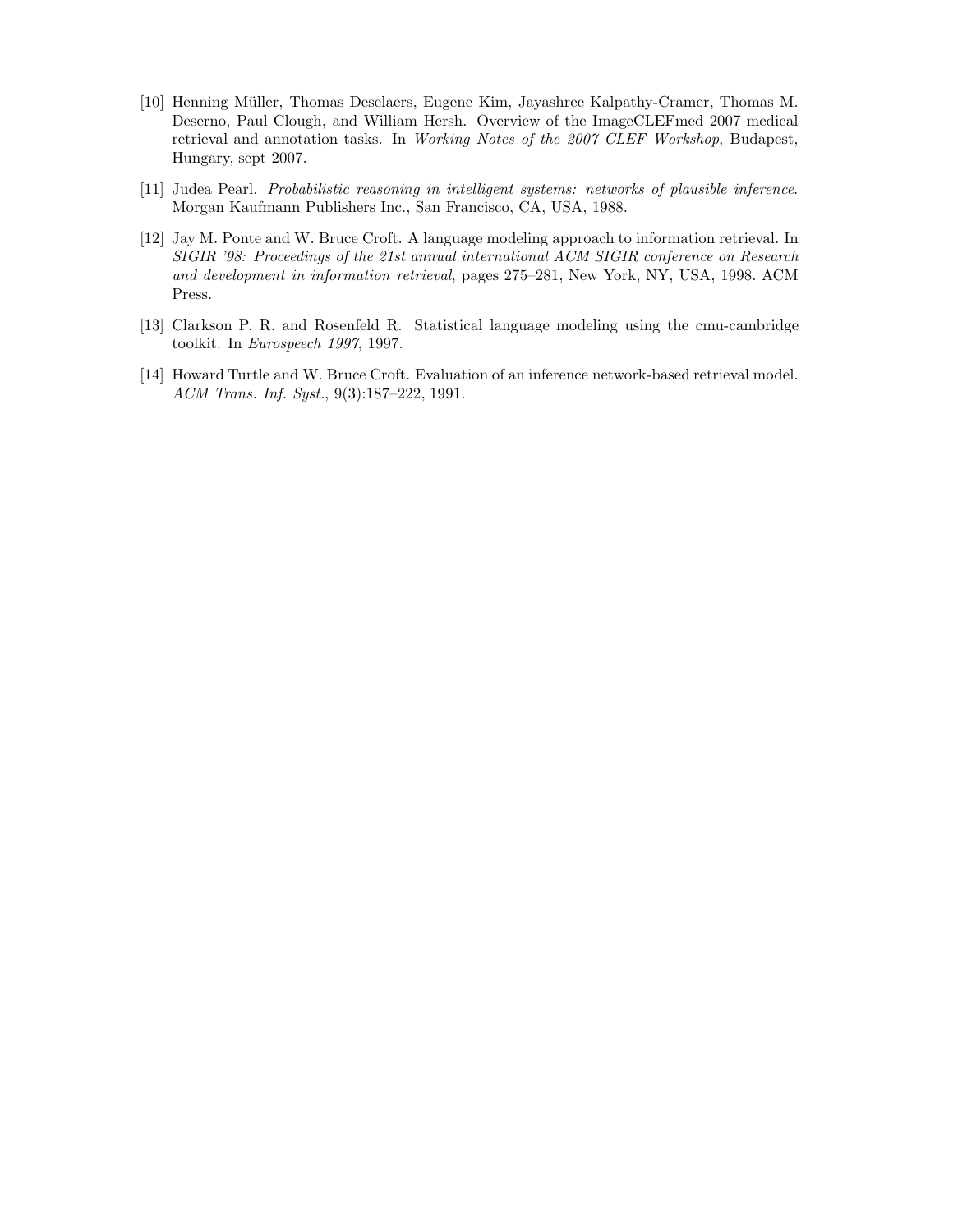[10] Henning Müller, Thomas Deselaers, Eugene Kim, Jayashree Kalpathy-Cramer, Thomas M. Deserno, Paul Clough, and William Hersh. Overview of the ImageCLEFmed 2007 medical retrieval and annotation tasks. In *Working Notes of the 2007 CLEF Workshop*, Budapest, Hungary, sept 2007.

[11] Judea Pearl. *Probabilistic reasoning in intelligent systems: networks of plausible inference*. Morgan Kaufmann Publishers Inc., San Francisco, CA, USA, 1988.

[12] Jay M. Ponte and W. Bruce Croft. A language modeling approach to information retrieval. In *SIGIR '98: Proceedings of the 21st annual international ACM SIGIR conference on Research and development in information retrieval*, pages 275–281, New York, NY, USA, 1998. ACM Press.

[13] Clarkson P. R. and Rosenfeld R. Statistical language modeling using the cmu-cambridge toolkit. In *Eurospeech 1997*, 1997.

[14] Howard Turtle and W. Bruce Croft. Evaluation of an inference network-based retrieval model. *ACM Trans. Inf. Syst.*, 9(3):187–222, 1991.